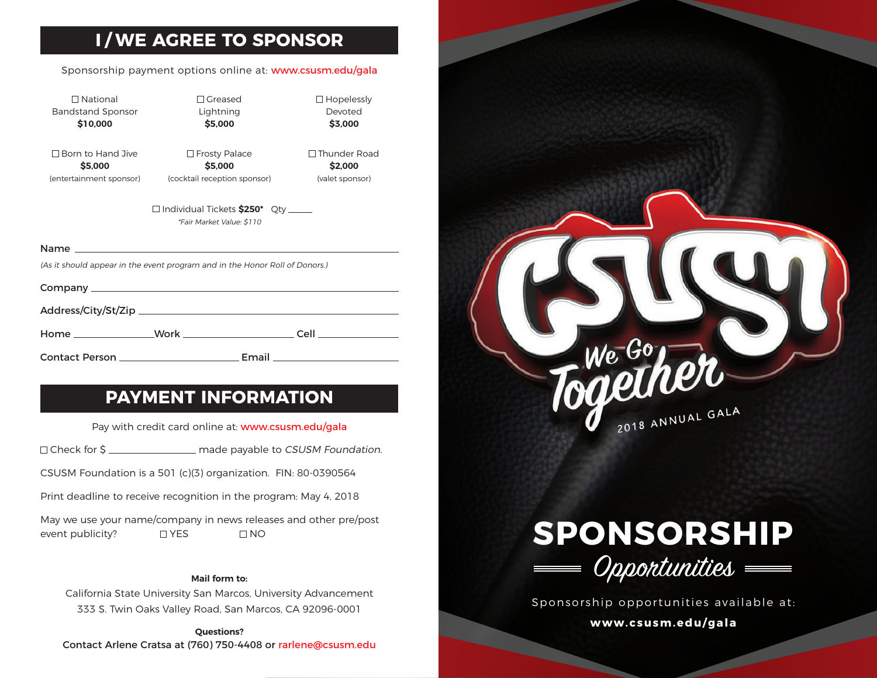# I / WE AGREE TO SPONSOR

Sponsorship payment options online at: www.csusm.edu/gala

☐ National Bandstand Sponsor **$10,000**

☐ Greased Lightning **$5,000**

☐ Hopelessly Devoted **$3,000**

☐ Born to Hand Jive **$5,000** (entertainment sponsor)

☐ Frosty Palace **$5,000** (cocktail reception sponsor)

☐ Thunder Road **$2,000** (valet sponsor)

☐ Individual Tickets **$250*** Qty _____

*\*Fair Market Value: $110*

Name ____________________________________________

*(As it should appear in the event program and in the Honor Roll of Donors.)*

Company ____________________________________________

Address/City/St/Zip ____________________________________________

Home ______________ Work ____________________ Cell ______________

Contact Person ____________________ Email ____________________

# PAYMENT INFORMATION

Pay with credit card online at: www.csusm.edu/gala

☐ Check for $ ______________ made payable to *CSUSM Foundation.*

CSUSM Foundation is a 501 (c)(3) organization. FIN: 80-0390564

Print deadline to receive recognition in the program: May 4, 2018

May we use your name/company in news releases and other pre/post event publicity? ☐ YES ☐ NO

**Mail form to:**

California State University San Marcos, University Advancement
333 S. Twin Oaks Valley Road, San Marcos, CA 92096-0001

**Questions?**

Contact Arlene Cratsa at (760) 750-4408 or rarlene@csusm.edu

CSUSM We Go Together

2018 ANNUAL GALA

# SPONSORSHIP *Opportunities*

Sponsorship opportunities available at:

**www.csusm.edu/gala**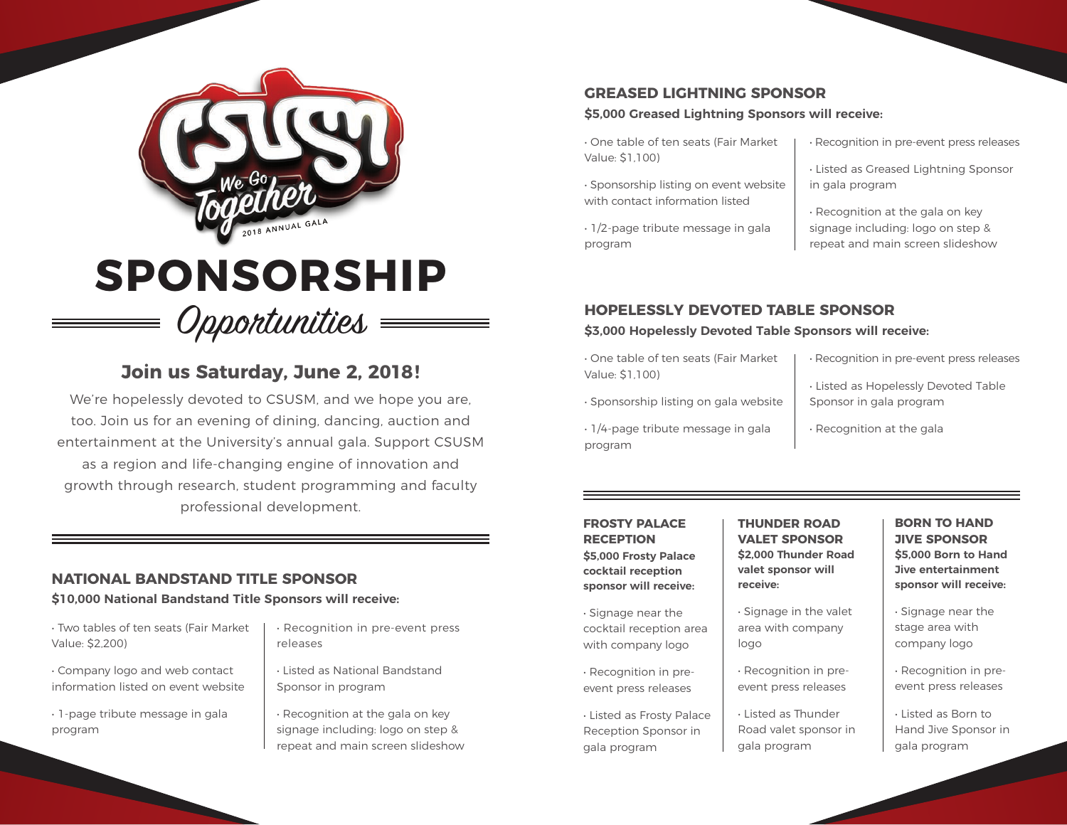CSUSM

We Go Together

2018 ANNUAL GALA

# SPONSORSHIP

## Opportunities

### Join us Saturday, June 2, 2018!

We're hopelessly devoted to CSUSM, and we hope you are, too. Join us for an evening of dining, dancing, auction and entertainment at the University's annual gala. Support CSUSM as a region and life-changing engine of innovation and growth through research, student programming and faculty professional development.

## NATIONAL BANDSTAND TITLE SPONSOR

**$10,000 National Bandstand Title Sponsors will receive:**

- Two tables of ten seats (Fair Market Value: $2,200)
- Company logo and web contact information listed on event website
- 1-page tribute message in gala program
- Recognition in pre-event press releases
- Listed as National Bandstand Sponsor in program
- Recognition at the gala on key signage including: logo on step & repeat and main screen slideshow

## GREASED LIGHTNING SPONSOR

**$5,000 Greased Lightning Sponsors will receive:**

- One table of ten seats (Fair Market Value: $1,100)
- Sponsorship listing on event website with contact information listed
- 1/2-page tribute message in gala program
- Recognition in pre-event press releases
- Listed as Greased Lightning Sponsor in gala program
- Recognition at the gala on key signage including: logo on step & repeat and main screen slideshow

## HOPELESSLY DEVOTED TABLE SPONSOR

**$3,000 Hopelessly Devoted Table Sponsors will receive:**

- One table of ten seats (Fair Market Value: $1,100)
- Sponsorship listing on gala website
- 1/4-page tribute message in gala program
- Recognition in pre-event press releases
- Listed as Hopelessly Devoted Table Sponsor in gala program
- Recognition at the gala

## FROSTY PALACE RECEPTION

**$5,000 Frosty Palace cocktail reception sponsor will receive:**

- Signage near the cocktail reception area with company logo
- Recognition in pre-event press releases
- Listed as Frosty Palace Reception Sponsor in gala program

## THUNDER ROAD VALET SPONSOR

**$2,000 Thunder Road valet sponsor will receive:**

- Signage in the valet area with company logo
- Recognition in pre-event press releases
- Listed as Thunder Road valet sponsor in gala program

## BORN TO HAND JIVE SPONSOR

**$5,000 Born to Hand Jive entertainment sponsor will receive:**

- Signage near the stage area with company logo
- Recognition in pre-event press releases
- Listed as Born to Hand Jive Sponsor in gala program